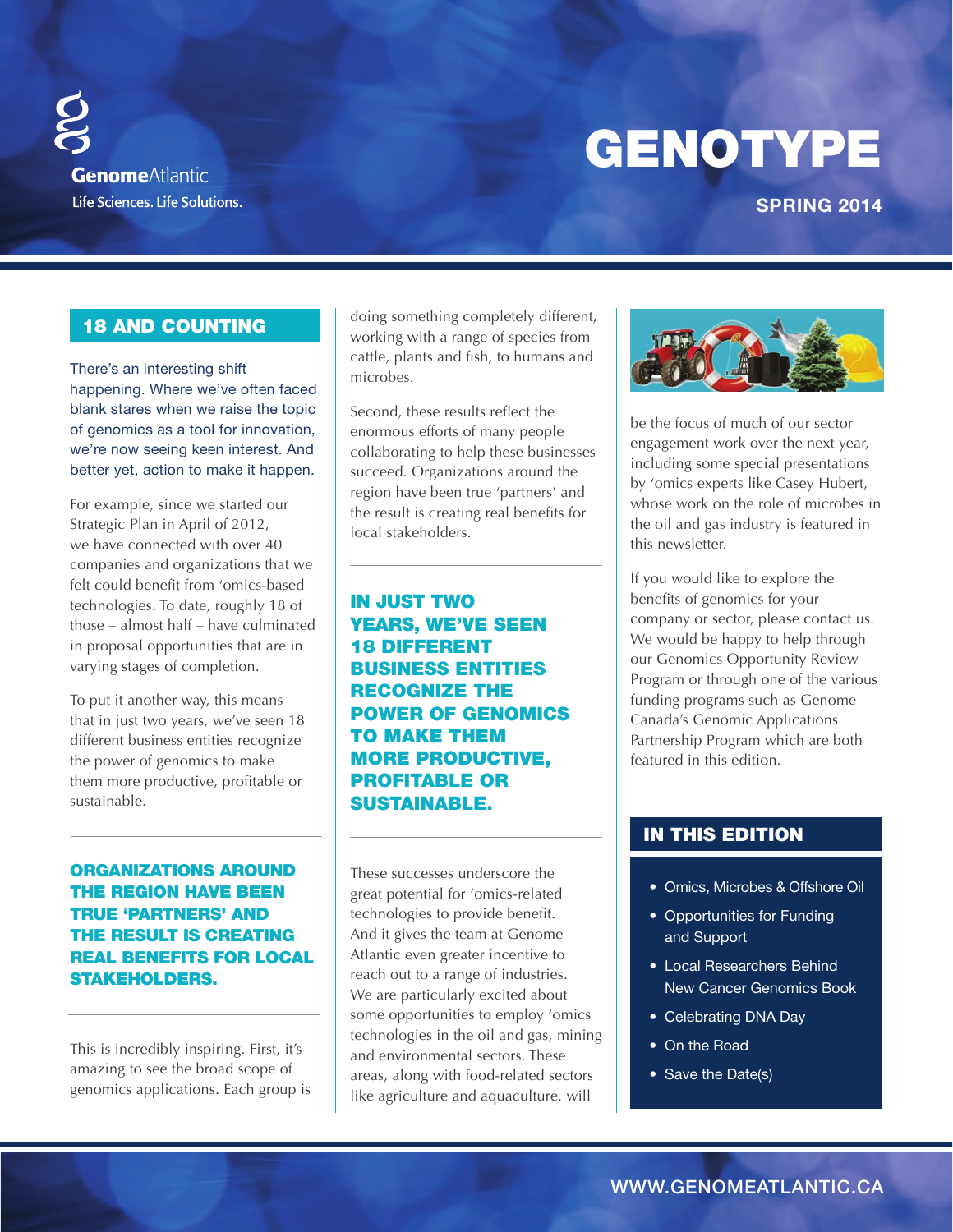GenomeAtlantic

Life Sciences. Life Solutions.

# GENOTYPE

**SPRING 2014**

## 18 AND COUNTING

There's an interesting shift happening. Where we've often faced blank stares when we raise the topic of genomics as a tool for innovation, we're now seeing keen interest. And better yet, action to make it happen.

For example, since we started our Strategic Plan in April of 2012, we have connected with over 40 companies and organizations that we felt could benefit from 'omics-based technologies. To date, roughly 18 of those – almost half – have culminated in proposal opportunities that are in varying stages of completion.

To put it another way, this means that in just two years, we've seen 18 different business entities recognize the power of genomics to make them more productive, profitable or sustainable.

**ORGANIZATIONS AROUND THE REGION HAVE BEEN TRUE 'PARTNERS' AND THE RESULT IS CREATING REAL BENEFITS FOR LOCAL STAKEHOLDERS.**

This is incredibly inspiring. First, it's amazing to see the broad scope of genomics applications. Each group is doing something completely different, working with a range of species from cattle, plants and fish, to humans and microbes.

Second, these results reflect the enormous efforts of many people collaborating to help these businesses succeed. Organizations around the region have been true 'partners' and the result is creating real benefits for local stakeholders.

**IN JUST TWO YEARS, WE'VE SEEN 18 DIFFERENT BUSINESS ENTITIES RECOGNIZE THE POWER OF GENOMICS TO MAKE THEM MORE PRODUCTIVE, PROFITABLE OR SUSTAINABLE.**

These successes underscore the great potential for 'omics-related technologies to provide benefit. And it gives the team at Genome Atlantic even greater incentive to reach out to a range of industries. We are particularly excited about some opportunities to employ 'omics technologies in the oil and gas, mining and environmental sectors. These areas, along with food-related sectors like agriculture and aquaculture, will be the focus of much of our sector engagement work over the next year, including some special presentations by 'omics experts like Casey Hubert, whose work on the role of microbes in the oil and gas industry is featured in this newsletter.

If you would like to explore the benefits of genomics for your company or sector, please contact us. We would be happy to help through our Genomics Opportunity Review Program or through one of the various funding programs such as Genome Canada's Genomic Applications Partnership Program which are both featured in this edition.

## IN THIS EDITION

- Omics, Microbes & Offshore Oil
- Opportunities for Funding and Support
- Local Researchers Behind New Cancer Genomics Book
- Celebrating DNA Day
- On the Road
- Save the Date(s)

WWW.GENOMEATLANTIC.CA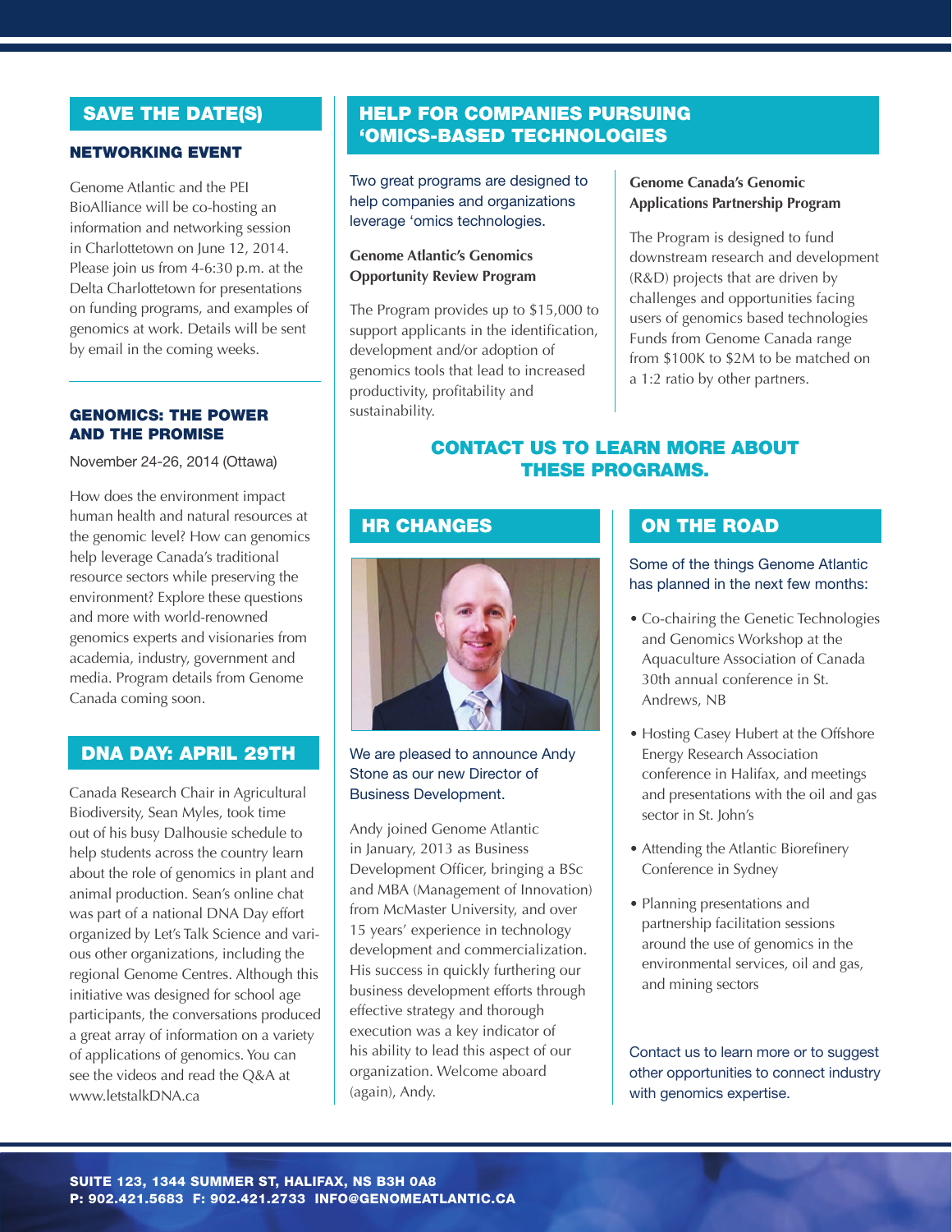## SAVE THE DATE(S)

### NETWORKING EVENT

Genome Atlantic and the PEI BioAlliance will be co-hosting an information and networking session in Charlottetown on June 12, 2014. Please join us from 4-6:30 p.m. at the Delta Charlottetown for presentations on funding programs, and examples of genomics at work. Details will be sent by email in the coming weeks.

### GENOMICS: THE POWER AND THE PROMISE

November 24-26, 2014 (Ottawa)

How does the environment impact human health and natural resources at the genomic level? How can genomics help leverage Canada's traditional resource sectors while preserving the environment? Explore these questions and more with world-renowned genomics experts and visionaries from academia, industry, government and media. Program details from Genome Canada coming soon.

## DNA DAY: APRIL 29TH

Canada Research Chair in Agricultural Biodiversity, Sean Myles, took time out of his busy Dalhousie schedule to help students across the country learn about the role of genomics in plant and animal production. Sean's online chat was part of a national DNA Day effort organized by Let's Talk Science and various other organizations, including the regional Genome Centres. Although this initiative was designed for school age participants, the conversations produced a great array of information on a variety of applications of genomics. You can see the videos and read the Q&A at www.letstalkDNA.ca

## HELP FOR COMPANIES PURSUING 'OMICS-BASED TECHNOLOGIES

Two great programs are designed to help companies and organizations leverage 'omics technologies.

**Genome Atlantic's Genomics Opportunity Review Program**

The Program provides up to $15,000 to support applicants in the identification, development and/or adoption of genomics tools that lead to increased productivity, profitability and sustainability.

**Genome Canada's Genomic Applications Partnership Program**

The Program is designed to fund downstream research and development (R&D) projects that are driven by challenges and opportunities facing users of genomics based technologies Funds from Genome Canada range from $100K to $2M to be matched on a 1:2 ratio by other partners.

**CONTACT US TO LEARN MORE ABOUT THESE PROGRAMS.**

## HR CHANGES

We are pleased to announce Andy Stone as our new Director of Business Development.

Andy joined Genome Atlantic in January, 2013 as Business Development Officer, bringing a BSc and MBA (Management of Innovation) from McMaster University, and over 15 years' experience in technology development and commercialization. His success in quickly furthering our business development efforts through effective strategy and thorough execution was a key indicator of his ability to lead this aspect of our organization. Welcome aboard (again), Andy.

## ON THE ROAD

Some of the things Genome Atlantic has planned in the next few months:

- Co-chairing the Genetic Technologies and Genomics Workshop at the Aquaculture Association of Canada 30th annual conference in St. Andrews, NB
- Hosting Casey Hubert at the Offshore Energy Research Association conference in Halifax, and meetings and presentations with the oil and gas sector in St. John's
- Attending the Atlantic Biorefinery Conference in Sydney
- Planning presentations and partnership facilitation sessions around the use of genomics in the environmental services, oil and gas, and mining sectors

Contact us to learn more or to suggest other opportunities to connect industry with genomics expertise.

SUITE 123, 1344 SUMMER ST, HALIFAX, NS B3H 0A8
P: 902.421.5683 F: 902.421.2733 INFO@GENOMEATLANTIC.CA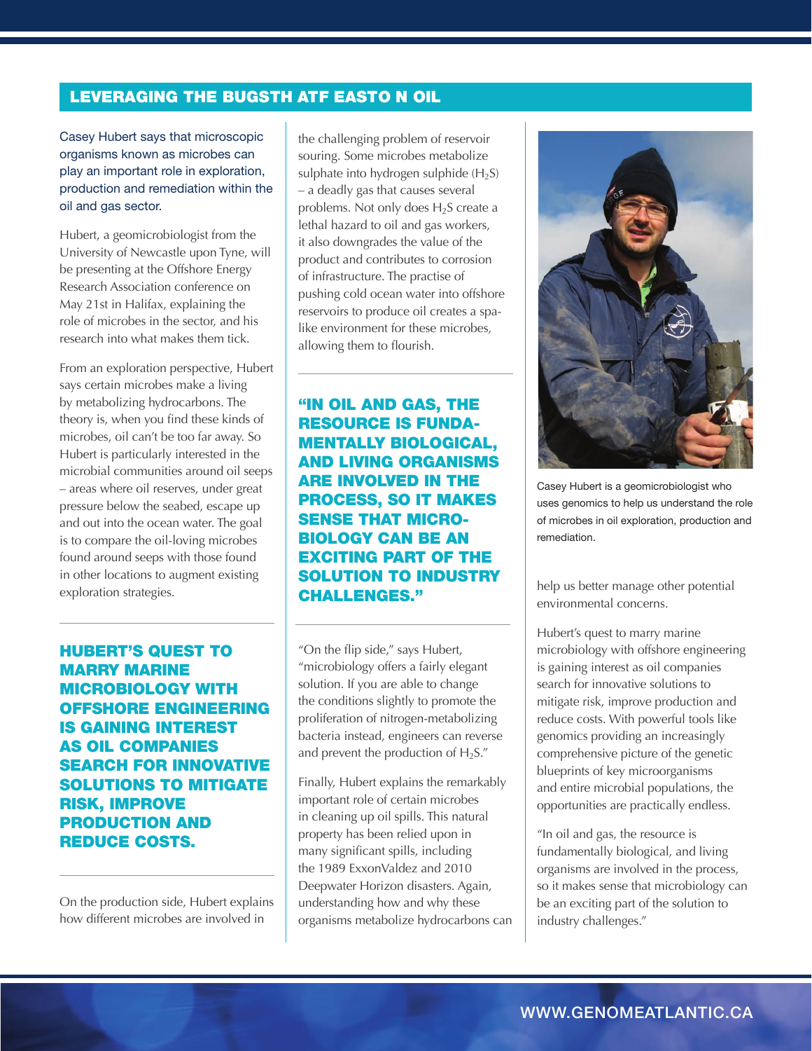## LEVERAGING THE BUGSTH ATF EASTO N OIL

Casey Hubert says that microscopic organisms known as microbes can play an important role in exploration, production and remediation within the oil and gas sector.

Hubert, a geomicrobiologist from the University of Newcastle upon Tyne, will be presenting at the Offshore Energy Research Association conference on May 21st in Halifax, explaining the role of microbes in the sector, and his research into what makes them tick.

From an exploration perspective, Hubert says certain microbes make a living by metabolizing hydrocarbons. The theory is, when you find these kinds of microbes, oil can't be too far away. So Hubert is particularly interested in the microbial communities around oil seeps – areas where oil reserves, under great pressure below the seabed, escape up and out into the ocean water. The goal is to compare the oil-loving microbes found around seeps with those found in other locations to augment existing exploration strategies.

**HUBERT'S QUEST TO MARRY MARINE MICROBIOLOGY WITH OFFSHORE ENGINEERING IS GAINING INTEREST AS OIL COMPANIES SEARCH FOR INNOVATIVE SOLUTIONS TO MITIGATE RISK, IMPROVE PRODUCTION AND REDUCE COSTS.**

On the production side, Hubert explains how different microbes are involved in the challenging problem of reservoir souring. Some microbes metabolize sulphate into hydrogen sulphide ($H_2S$) – a deadly gas that causes several problems. Not only does $H_2S$ create a lethal hazard to oil and gas workers, it also downgrades the value of the product and contributes to corrosion of infrastructure. The practise of pushing cold ocean water into offshore reservoirs to produce oil creates a spa-like environment for these microbes, allowing them to flourish.

**"IN OIL AND GAS, THE RESOURCE IS FUNDAMENTALLY BIOLOGICAL, AND LIVING ORGANISMS ARE INVOLVED IN THE PROCESS, SO IT MAKES SENSE THAT MICROBIOLOGY CAN BE AN EXCITING PART OF THE SOLUTION TO INDUSTRY CHALLENGES."**

"On the flip side," says Hubert, "microbiology offers a fairly elegant solution. If you are able to change the conditions slightly to promote the proliferation of nitrogen-metabolizing bacteria instead, engineers can reverse and prevent the production of $H_2S$."

Finally, Hubert explains the remarkably important role of certain microbes in cleaning up oil spills. This natural property has been relied upon in many significant spills, including the 1989 ExxonValdez and 2010 Deepwater Horizon disasters. Again, understanding how and why these organisms metabolize hydrocarbons can help us better manage other potential environmental concerns.

Casey Hubert is a geomicrobiologist who uses genomics to help us understand the role of microbes in oil exploration, production and remediation.

Hubert's quest to marry marine microbiology with offshore engineering is gaining interest as oil companies search for innovative solutions to mitigate risk, improve production and reduce costs. With powerful tools like genomics providing an increasingly comprehensive picture of the genetic blueprints of key microorganisms and entire microbial populations, the opportunities are practically endless.

"In oil and gas, the resource is fundamentally biological, and living organisms are involved in the process, so it makes sense that microbiology can be an exciting part of the solution to industry challenges."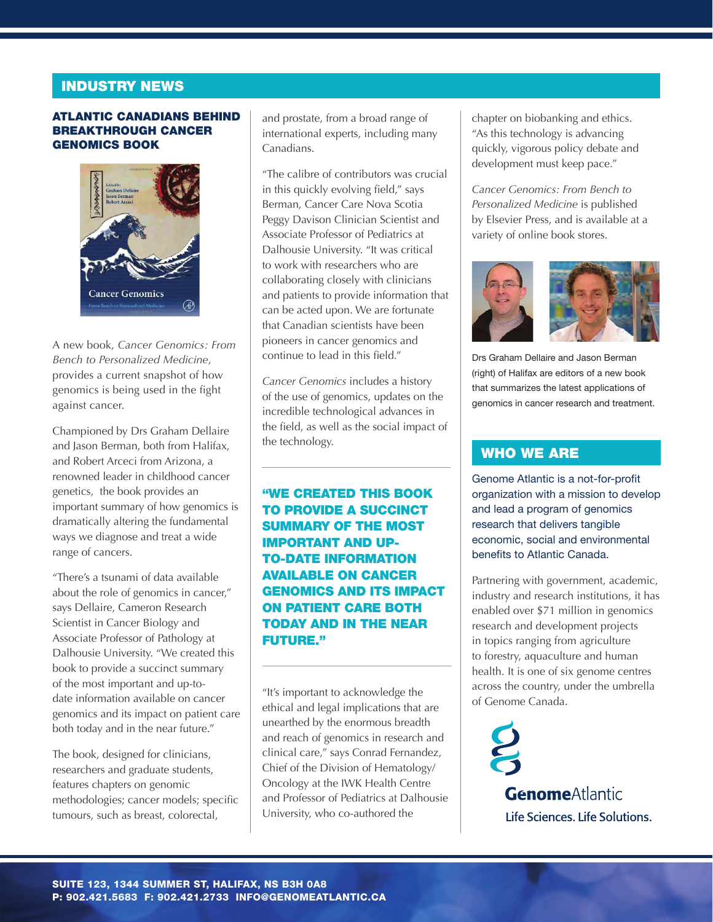## INDUSTRY NEWS

### ATLANTIC CANADIANS BEHIND BREAKTHROUGH CANCER GENOMICS BOOK

A new book, *Cancer Genomics: From Bench to Personalized Medicine*, provides a current snapshot of how genomics is being used in the fight against cancer.

Championed by Drs Graham Dellaire and Jason Berman, both from Halifax, and Robert Arceci from Arizona, a renowned leader in childhood cancer genetics, the book provides an important summary of how genomics is dramatically altering the fundamental ways we diagnose and treat a wide range of cancers.

"There's a tsunami of data available about the role of genomics in cancer," says Dellaire, Cameron Research Scientist in Cancer Biology and Associate Professor of Pathology at Dalhousie University. "We created this book to provide a succinct summary of the most important and up-to-date information available on cancer genomics and its impact on patient care both today and in the near future."

The book, designed for clinicians, researchers and graduate students, features chapters on genomic methodologies; cancer models; specific tumours, such as breast, colorectal, and prostate, from a broad range of international experts, including many Canadians.

"The calibre of contributors was crucial in this quickly evolving field," says Berman, Cancer Care Nova Scotia Peggy Davison Clinician Scientist and Associate Professor of Pediatrics at Dalhousie University. "It was critical to work with researchers who are collaborating closely with clinicians and patients to provide information that can be acted upon. We are fortunate that Canadian scientists have been pioneers in cancer genomics and continue to lead in this field."

*Cancer Genomics* includes a history of the use of genomics, updates on the incredible technological advances in the field, as well as the social impact of the technology.

**"WE CREATED THIS BOOK TO PROVIDE A SUCCINCT SUMMARY OF THE MOST IMPORTANT AND UP-TO-DATE INFORMATION AVAILABLE ON CANCER GENOMICS AND ITS IMPACT ON PATIENT CARE BOTH TODAY AND IN THE NEAR FUTURE."**

"It's important to acknowledge the ethical and legal implications that are unearthed by the enormous breadth and reach of genomics in research and clinical care," says Conrad Fernandez, Chief of the Division of Hematology/Oncology at the IWK Health Centre and Professor of Pediatrics at Dalhousie University, who co-authored the chapter on biobanking and ethics. "As this technology is advancing quickly, vigorous policy debate and development must keep pace."

*Cancer Genomics: From Bench to Personalized Medicine* is published by Elsevier Press, and is available at a variety of online book stores.

Drs Graham Dellaire and Jason Berman (right) of Halifax are editors of a new book that summarizes the latest applications of genomics in cancer research and treatment.

## WHO WE ARE

Genome Atlantic is a not-for-profit organization with a mission to develop and lead a program of genomics research that delivers tangible economic, social and environmental benefits to Atlantic Canada.

Partnering with government, academic, industry and research institutions, it has enabled over $71 million in genomics research and development projects in topics ranging from agriculture to forestry, aquaculture and human health. It is one of six genome centres across the country, under the umbrella of Genome Canada.

**Genome**Atlantic
Life Sciences. Life Solutions.

SUITE 123, 1344 SUMMER ST, HALIFAX, NS B3H 0A8
P: 902.421.5683 F: 902.421.2733 INFO@GENOMEATLANTIC.CA